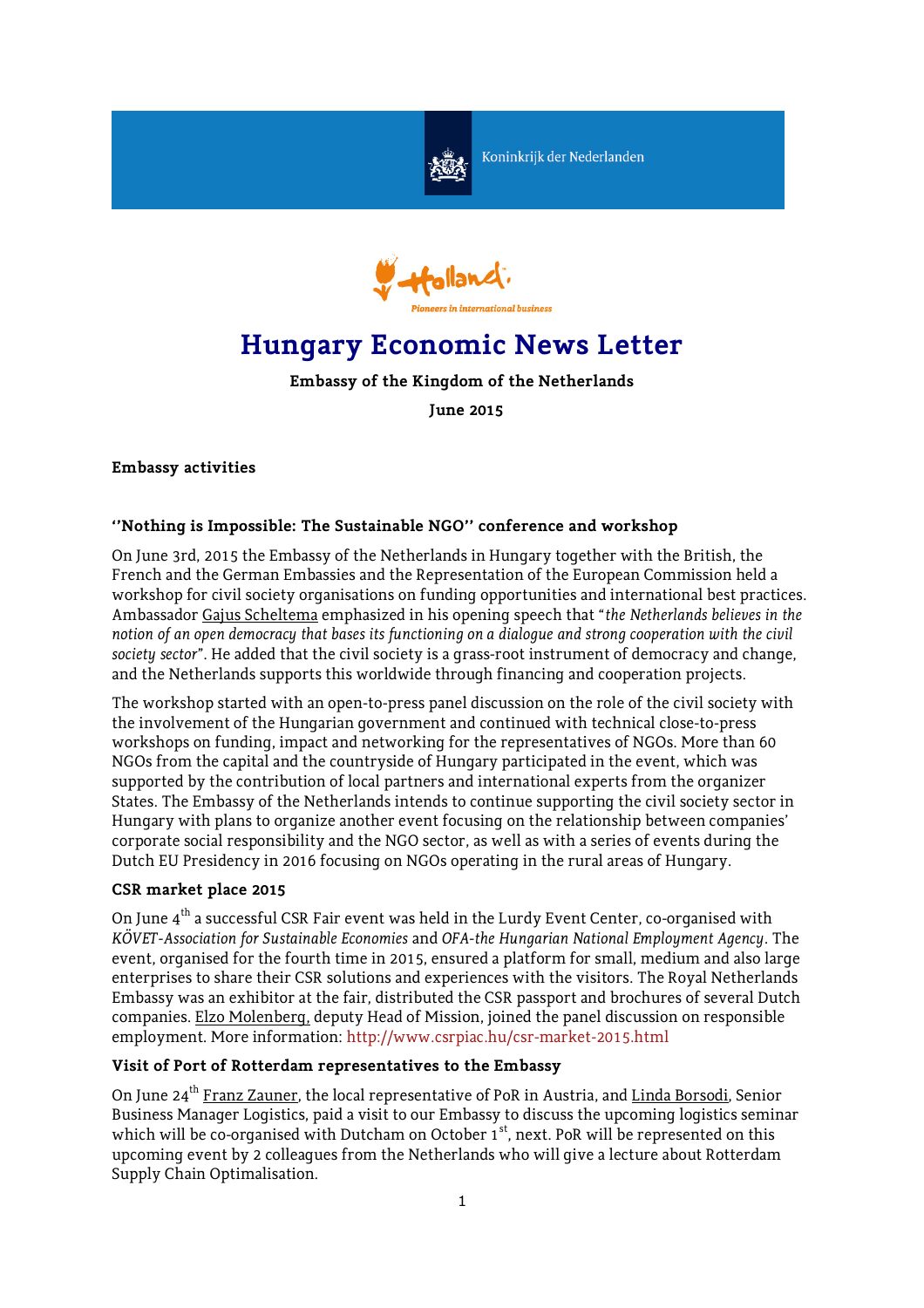Koninkrijk der Nederlanden

Holland. Pioneers in international business

# Hungary Economic News Letter

**Embassy of the Kingdom of the Netherlands**

**June 2015**

## Embassy activities

### ''Nothing is Impossible: The Sustainable NGO'' conference and workshop

On June 3rd, 2015 the Embassy of the Netherlands in Hungary together with the British, the French and the German Embassies and the Representation of the European Commission held a workshop for civil society organisations on funding opportunities and international best practices. Ambassador Gajus Scheltema emphasized in his opening speech that "*the Netherlands believes in the notion of an open democracy that bases its functioning on a dialogue and strong cooperation with the civil society sector*". He added that the civil society is a grass-root instrument of democracy and change, and the Netherlands supports this worldwide through financing and cooperation projects.

The workshop started with an open-to-press panel discussion on the role of the civil society with the involvement of the Hungarian government and continued with technical close-to-press workshops on funding, impact and networking for the representatives of NGOs. More than 60 NGOs from the capital and the countryside of Hungary participated in the event, which was supported by the contribution of local partners and international experts from the organizer States. The Embassy of the Netherlands intends to continue supporting the civil society sector in Hungary with plans to organize another event focusing on the relationship between companies' corporate social responsibility and the NGO sector, as well as with a series of events during the Dutch EU Presidency in 2016 focusing on NGOs operating in the rural areas of Hungary.

### CSR market place 2015

On June 4th a successful CSR Fair event was held in the Lurdy Event Center, co-organised with *KÖVET-Association for Sustainable Economies* and *OFA-the Hungarian National Employment Agency*. The event, organised for the fourth time in 2015, ensured a platform for small, medium and also large enterprises to share their CSR solutions and experiences with the visitors. The Royal Netherlands Embassy was an exhibitor at the fair, distributed the CSR passport and brochures of several Dutch companies. Elzo Molenberg, deputy Head of Mission, joined the panel discussion on responsible employment. More information: http://www.csrpiac.hu/csr-market-2015.html

### Visit of Port of Rotterdam representatives to the Embassy

On June 24th Franz Zauner, the local representative of PoR in Austria, and Linda Borsodi, Senior Business Manager Logistics, paid a visit to our Embassy to discuss the upcoming logistics seminar which will be co-organised with Dutcham on October 1st, next. PoR will be represented on this upcoming event by 2 colleagues from the Netherlands who will give a lecture about Rotterdam Supply Chain Optimalisation.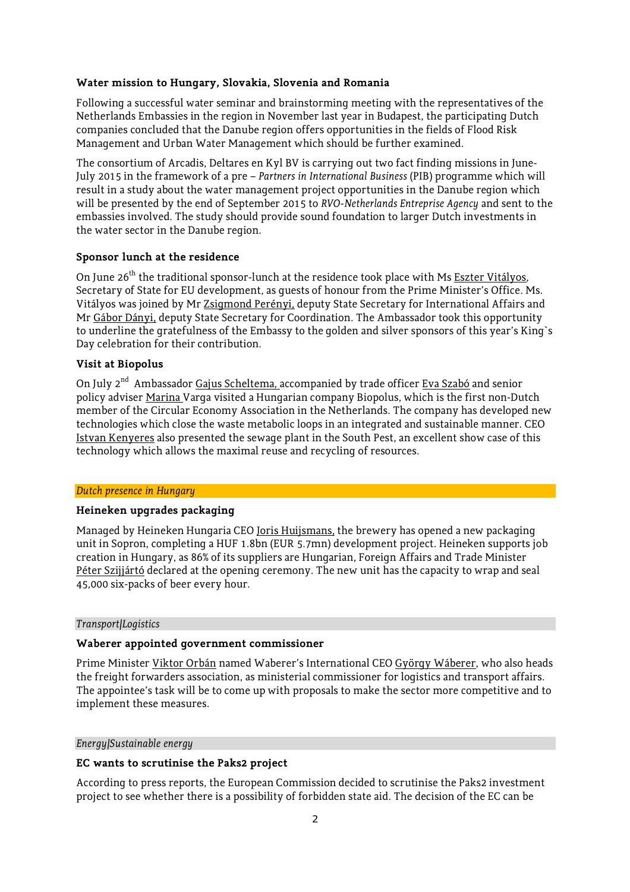**Water mission to Hungary, Slovakia, Slovenia and Romania**

Following a successful water seminar and brainstorming meeting with the representatives of the Netherlands Embassies in the region in November last year in Budapest, the participating Dutch companies concluded that the Danube region offers opportunities in the fields of Flood Risk Management and Urban Water Management which should be further examined.

The consortium of Arcadis, Deltares en Kyl BV is carrying out two fact finding missions in June-July 2015 in the framework of a pre – *Partners in International Business* (PIB) programme which will result in a study about the water management project opportunities in the Danube region which will be presented by the end of September 2015 to *RVO-Netherlands Entreprise Agency* and sent to the embassies involved. The study should provide sound foundation to larger Dutch investments in the water sector in the Danube region.

**Sponsor lunch at the residence**

On June 26th the traditional sponsor-lunch at the residence took place with Ms Eszter Vitályos, Secretary of State for EU development, as guests of honour from the Prime Minister's Office. Ms. Vitályos was joined by Mr Zsigmond Perényi, deputy State Secretary for International Affairs and Mr Gábor Dányi, deputy State Secretary for Coordination. The Ambassador took this opportunity to underline the gratefulness of the Embassy to the golden and silver sponsors of this year's King`s Day celebration for their contribution.

**Visit at Biopolus**

On July 2nd Ambassador Gajus Scheltema, accompanied by trade officer Eva Szabó and senior policy adviser Marina Varga visited a Hungarian company Biopolus, which is the first non-Dutch member of the Circular Economy Association in the Netherlands. The company has developed new technologies which close the waste metabolic loops in an integrated and sustainable manner. CEO Istvan Kenyeres also presented the sewage plant in the South Pest, an excellent show case of this technology which allows the maximal reuse and recycling of resources.

*Dutch presence in Hungary*

**Heineken upgrades packaging**

Managed by Heineken Hungaria CEO Joris Huijsmans, the brewery has opened a new packaging unit in Sopron, completing a HUF 1.8bn (EUR 5.7mn) development project. Heineken supports job creation in Hungary, as 86% of its suppliers are Hungarian, Foreign Affairs and Trade Minister Péter Szijjártó declared at the opening ceremony. The new unit has the capacity to wrap and seal 45,000 six-packs of beer every hour.

*Transport|Logistics*

**Waberer appointed government commissioner**

Prime Minister Viktor Orbán named Waberer's International CEO György Wáberer, who also heads the freight forwarders association, as ministerial commissioner for logistics and transport affairs. The appointee's task will be to come up with proposals to make the sector more competitive and to implement these measures.

*Energy|Sustainable energy*

**EC wants to scrutinise the Paks2 project**

According to press reports, the European Commission decided to scrutinise the Paks2 investment project to see whether there is a possibility of forbidden state aid. The decision of the EC can be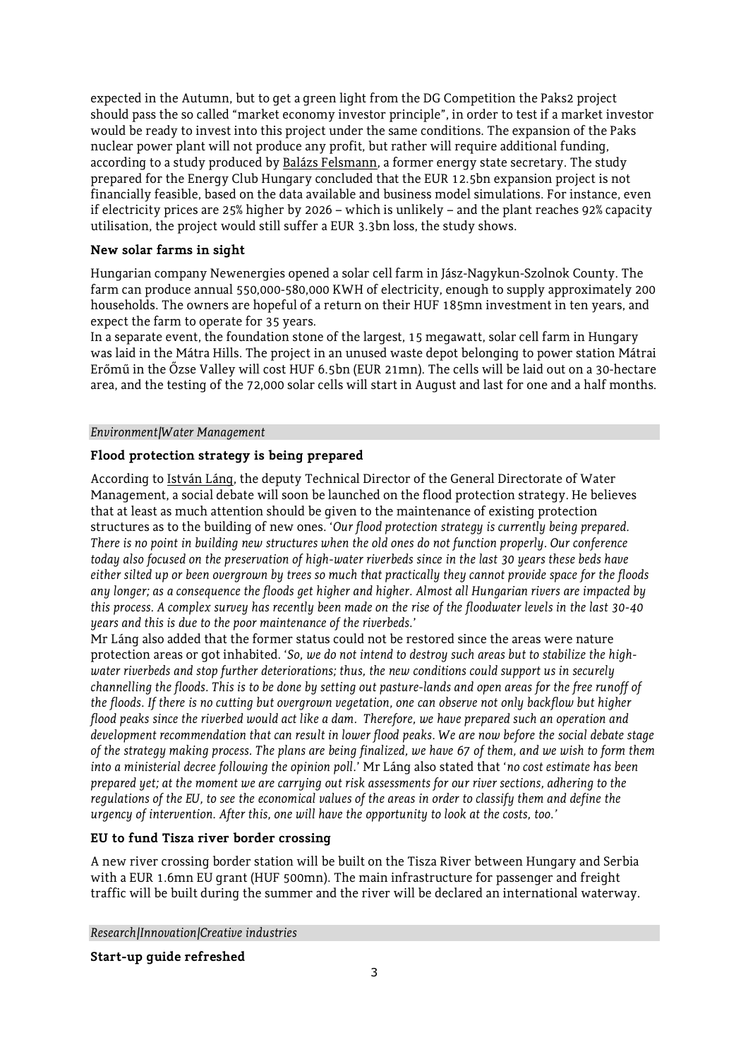expected in the Autumn, but to get a green light from the DG Competition the Paks2 project should pass the so called "market economy investor principle", in order to test if a market investor would be ready to invest into this project under the same conditions. The expansion of the Paks nuclear power plant will not produce any profit, but rather will require additional funding, according to a study produced by Balázs Felsmann, a former energy state secretary. The study prepared for the Energy Club Hungary concluded that the EUR 12.5bn expansion project is not financially feasible, based on the data available and business model simulations. For instance, even if electricity prices are 25% higher by 2026 – which is unlikely – and the plant reaches 92% capacity utilisation, the project would still suffer a EUR 3.3bn loss, the study shows.

### New solar farms in sight

Hungarian company Newenergies opened a solar cell farm in Jász-Nagykun-Szolnok County. The farm can produce annual 550,000-580,000 KWH of electricity, enough to supply approximately 200 households. The owners are hopeful of a return on their HUF 185mn investment in ten years, and expect the farm to operate for 35 years.

In a separate event, the foundation stone of the largest, 15 megawatt, solar cell farm in Hungary was laid in the Mátra Hills. The project in an unused waste depot belonging to power station Mátrai Erőmű in the Őzse Valley will cost HUF 6.5bn (EUR 21mn). The cells will be laid out on a 30-hectare area, and the testing of the 72,000 solar cells will start in August and last for one and a half months.

*Environment|Water Management*

### Flood protection strategy is being prepared

According to István Láng, the deputy Technical Director of the General Directorate of Water Management, a social debate will soon be launched on the flood protection strategy. He believes that at least as much attention should be given to the maintenance of existing protection structures as to the building of new ones. '*Our flood protection strategy is currently being prepared. There is no point in building new structures when the old ones do not function properly. Our conference today also focused on the preservation of high-water riverbeds since in the last 30 years these beds have either silted up or been overgrown by trees so much that practically they cannot provide space for the floods any longer; as a consequence the floods get higher and higher. Almost all Hungarian rivers are impacted by this process. A complex survey has recently been made on the rise of the floodwater levels in the last 30-40 years and this is due to the poor maintenance of the riverbeds.*'

Mr Láng also added that the former status could not be restored since the areas were nature protection areas or got inhabited. '*So, we do not intend to destroy such areas but to stabilize the high-water riverbeds and stop further deteriorations; thus, the new conditions could support us in securely channelling the floods. This is to be done by setting out pasture-lands and open areas for the free runoff of the floods. If there is no cutting but overgrown vegetation, one can observe not only backflow but higher flood peaks since the riverbed would act like a dam. Therefore, we have prepared such an operation and development recommendation that can result in lower flood peaks. We are now before the social debate stage of the strategy making process. The plans are being finalized, we have 67 of them, and we wish to form them into a ministerial decree following the opinion poll.*' Mr Láng also stated that '*no cost estimate has been prepared yet; at the moment we are carrying out risk assessments for our river sections, adhering to the regulations of the EU, to see the economical values of the areas in order to classify them and define the urgency of intervention. After this, one will have the opportunity to look at the costs, too.*'

### EU to fund Tisza river border crossing

A new river crossing border station will be built on the Tisza River between Hungary and Serbia with a EUR 1.6mn EU grant (HUF 500mn). The main infrastructure for passenger and freight traffic will be built during the summer and the river will be declared an international waterway.

*Research|Innovation|Creative industries*

### Start-up guide refreshed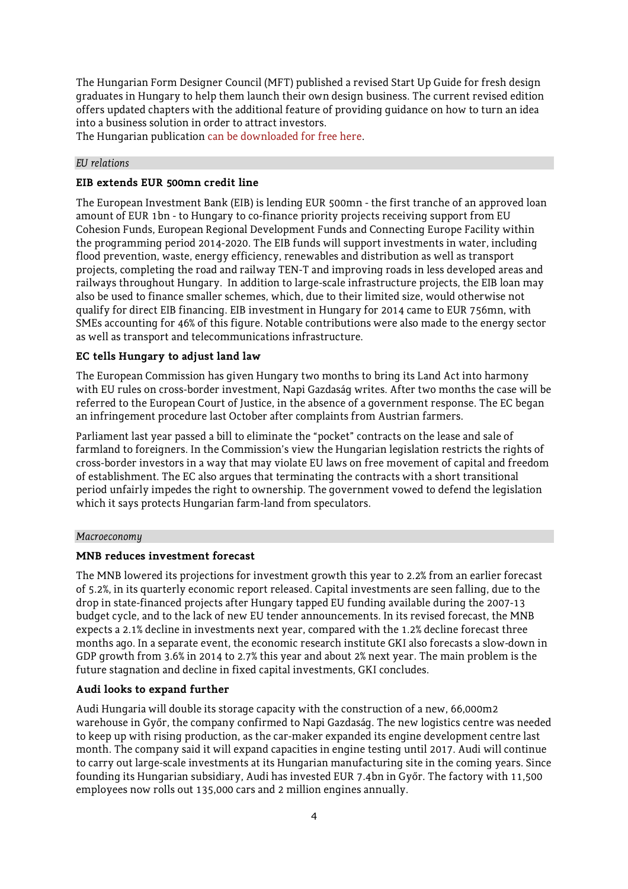The Hungarian Form Designer Council (MFT) published a revised Start Up Guide for fresh design graduates in Hungary to help them launch their own design business. The current revised edition offers updated chapters with the additional feature of providing guidance on how to turn an idea into a business solution in order to attract investors.
The Hungarian publication can be downloaded for free here.

*EU relations*

**EIB extends EUR 500mn credit line**

The European Investment Bank (EIB) is lending EUR 500mn - the first tranche of an approved loan amount of EUR 1bn - to Hungary to co-finance priority projects receiving support from EU Cohesion Funds, European Regional Development Funds and Connecting Europe Facility within the programming period 2014-2020. The EIB funds will support investments in water, including flood prevention, waste, energy efficiency, renewables and distribution as well as transport projects, completing the road and railway TEN-T and improving roads in less developed areas and railways throughout Hungary. In addition to large-scale infrastructure projects, the EIB loan may also be used to finance smaller schemes, which, due to their limited size, would otherwise not qualify for direct EIB financing. EIB investment in Hungary for 2014 came to EUR 756mn, with SMEs accounting for 46% of this figure. Notable contributions were also made to the energy sector as well as transport and telecommunications infrastructure.

**EC tells Hungary to adjust land law**

The European Commission has given Hungary two months to bring its Land Act into harmony with EU rules on cross-border investment, Napi Gazdaság writes. After two months the case will be referred to the European Court of Justice, in the absence of a government response. The EC began an infringement procedure last October after complaints from Austrian farmers.

Parliament last year passed a bill to eliminate the "pocket" contracts on the lease and sale of farmland to foreigners. In the Commission's view the Hungarian legislation restricts the rights of cross-border investors in a way that may violate EU laws on free movement of capital and freedom of establishment. The EC also argues that terminating the contracts with a short transitional period unfairly impedes the right to ownership. The government vowed to defend the legislation which it says protects Hungarian farm-land from speculators.

*Macroeconomy*

**MNB reduces investment forecast**

The MNB lowered its projections for investment growth this year to 2.2% from an earlier forecast of 5.2%, in its quarterly economic report released. Capital investments are seen falling, due to the drop in state-financed projects after Hungary tapped EU funding available during the 2007-13 budget cycle, and to the lack of new EU tender announcements. In its revised forecast, the MNB expects a 2.1% decline in investments next year, compared with the 1.2% decline forecast three months ago. In a separate event, the economic research institute GKI also forecasts a slow-down in GDP growth from 3.6% in 2014 to 2.7% this year and about 2% next year. The main problem is the future stagnation and decline in fixed capital investments, GKI concludes.

**Audi looks to expand further**

Audi Hungaria will double its storage capacity with the construction of a new, 66,000m2 warehouse in Győr, the company confirmed to Napi Gazdaság. The new logistics centre was needed to keep up with rising production, as the car-maker expanded its engine development centre last month. The company said it will expand capacities in engine testing until 2017. Audi will continue to carry out large-scale investments at its Hungarian manufacturing site in the coming years. Since founding its Hungarian subsidiary, Audi has invested EUR 7.4bn in Győr. The factory with 11,500 employees now rolls out 135,000 cars and 2 million engines annually.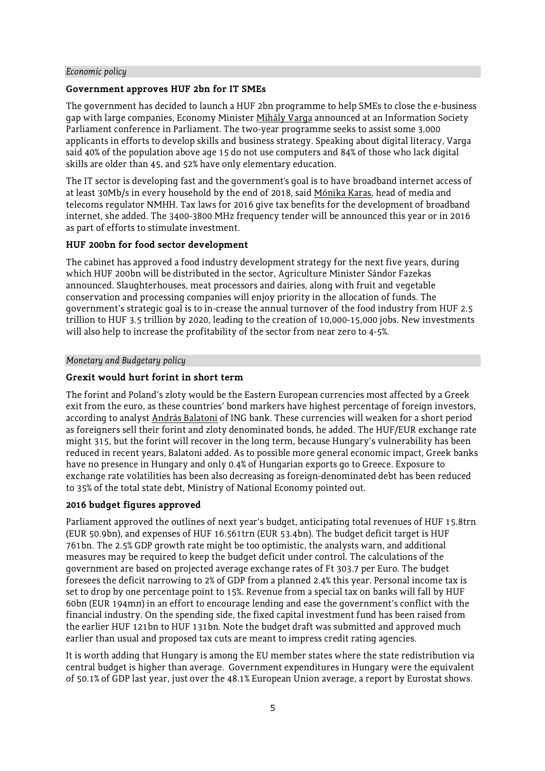*Economic policy*

### Government approves HUF 2bn for IT SMEs

The government has decided to launch a HUF 2bn programme to help SMEs to close the e-business gap with large companies, Economy Minister Mihály Varga announced at an Information Society Parliament conference in Parliament. The two-year programme seeks to assist some 3,000 applicants in efforts to develop skills and business strategy. Speaking about digital literacy, Varga said 40% of the population above age 15 do not use computers and 84% of those who lack digital skills are older than 45, and 52% have only elementary education.

The IT sector is developing fast and the government's goal is to have broadband internet access of at least 30Mb/s in every household by the end of 2018, said Mónika Karas, head of media and telecoms regulator NMHH. Tax laws for 2016 give tax benefits for the development of broadband internet, she added. The 3400-3800 MHz frequency tender will be announced this year or in 2016 as part of efforts to stimulate investment.

### HUF 200bn for food sector development

The cabinet has approved a food industry development strategy for the next five years, during which HUF 200bn will be distributed in the sector, Agriculture Minister Sándor Fazekas announced. Slaughterhouses, meat processors and dairies, along with fruit and vegetable conservation and processing companies will enjoy priority in the allocation of funds. The government's strategic goal is to in-crease the annual turnover of the food industry from HUF 2.5 trillion to HUF 3.5 trillion by 2020, leading to the creation of 10,000-15,000 jobs. New investments will also help to increase the profitability of the sector from near zero to 4-5%.

*Monetary and Budgetary policy*

### Grexit would hurt forint in short term

The forint and Poland's zloty would be the Eastern European currencies most affected by a Greek exit from the euro, as these countries' bond markers have highest percentage of foreign investors, according to analyst András Balatoni of ING bank. These currencies will weaken for a short period as foreigners sell their forint and zloty denominated bonds, he added. The HUF/EUR exchange rate might 315, but the forint will recover in the long term, because Hungary's vulnerability has been reduced in recent years, Balatoni added. As to possible more general economic impact, Greek banks have no presence in Hungary and only 0.4% of Hungarian exports go to Greece. Exposure to exchange rate volatilities has been also decreasing as foreign-denominated debt has been reduced to 35% of the total state debt, Ministry of National Economy pointed out.

### 2016 budget figures approved

Parliament approved the outlines of next year's budget, anticipating total revenues of HUF 15.8trn (EUR 50.9bn), and expenses of HUF 16.561trn (EUR 53.4bn). The budget deficit target is HUF 761bn. The 2.5% GDP growth rate might be too optimistic, the analysts warn, and additional measures may be required to keep the budget deficit under control. The calculations of the government are based on projected average exchange rates of Ft 303.7 per Euro. The budget foresees the deficit narrowing to 2% of GDP from a planned 2.4% this year. Personal income tax is set to drop by one percentage point to 15%. Revenue from a special tax on banks will fall by HUF 60bn (EUR 194mn) in an effort to encourage lending and ease the government's conflict with the financial industry. On the spending side, the fixed capital investment fund has been raised from the earlier HUF 121bn to HUF 131bn. Note the budget draft was submitted and approved much earlier than usual and proposed tax cuts are meant to impress credit rating agencies.

It is worth adding that Hungary is among the EU member states where the state redistribution via central budget is higher than average. Government expenditures in Hungary were the equivalent of 50.1% of GDP last year, just over the 48.1% European Union average, a report by Eurostat shows.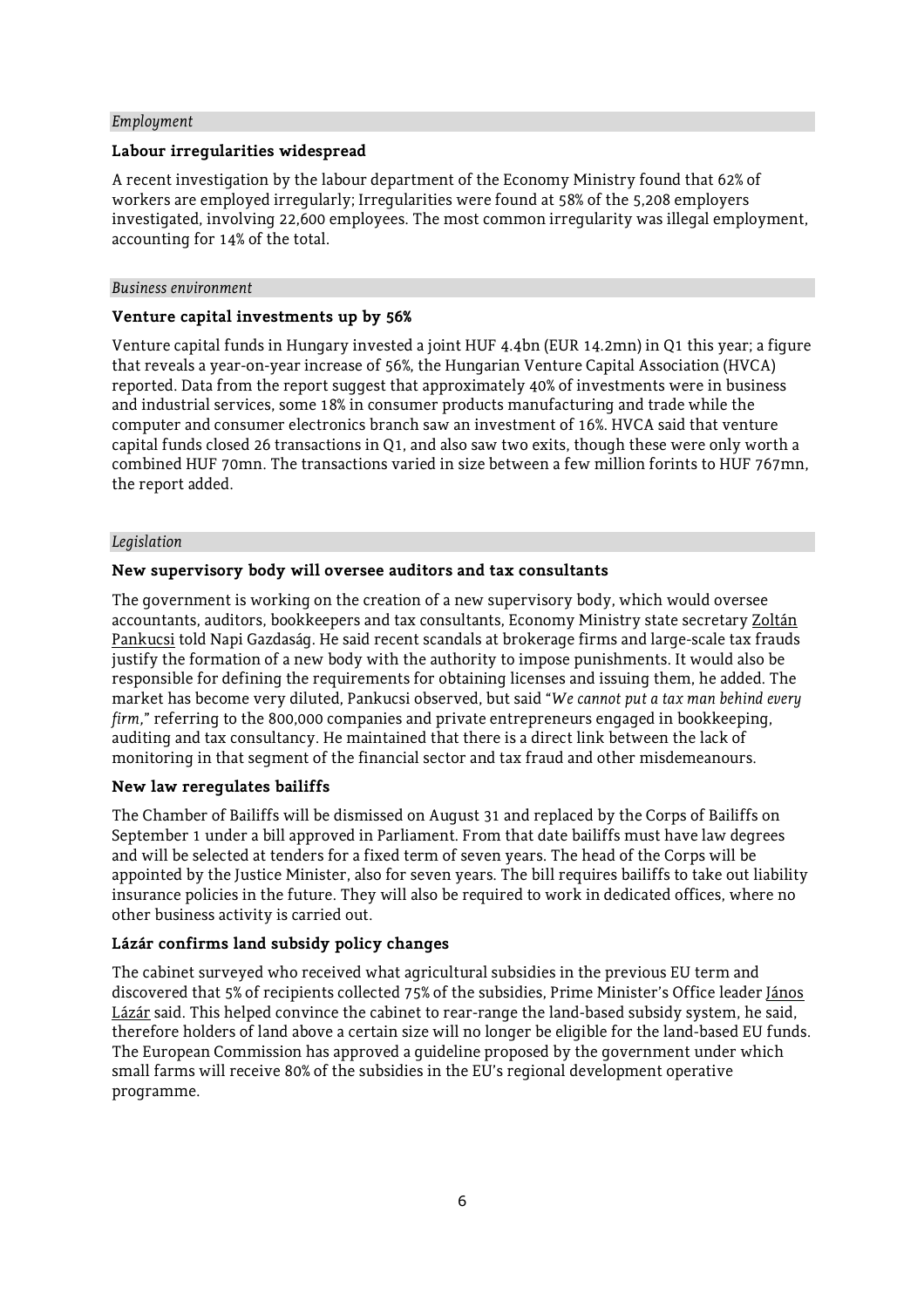*Employment*

### Labour irregularities widespread

A recent investigation by the labour department of the Economy Ministry found that 62% of workers are employed irregularly; Irregularities were found at 58% of the 5,208 employers investigated, involving 22,600 employees. The most common irregularity was illegal employment, accounting for 14% of the total.

*Business environment*

### Venture capital investments up by 56%

Venture capital funds in Hungary invested a joint HUF 4.4bn (EUR 14.2mn) in Q1 this year; a figure that reveals a year-on-year increase of 56%, the Hungarian Venture Capital Association (HVCA) reported. Data from the report suggest that approximately 40% of investments were in business and industrial services, some 18% in consumer products manufacturing and trade while the computer and consumer electronics branch saw an investment of 16%. HVCA said that venture capital funds closed 26 transactions in Q1, and also saw two exits, though these were only worth a combined HUF 70mn. The transactions varied in size between a few million forints to HUF 767mn, the report added.

*Legislation*

### New supervisory body will oversee auditors and tax consultants

The government is working on the creation of a new supervisory body, which would oversee accountants, auditors, bookkeepers and tax consultants, Economy Ministry state secretary Zoltán Pankucsi told Napi Gazdaság. He said recent scandals at brokerage firms and large-scale tax frauds justify the formation of a new body with the authority to impose punishments. It would also be responsible for defining the requirements for obtaining licenses and issuing them, he added. The market has become very diluted, Pankucsi observed, but said "*We cannot put a tax man behind every firm,*" referring to the 800,000 companies and private entrepreneurs engaged in bookkeeping, auditing and tax consultancy. He maintained that there is a direct link between the lack of monitoring in that segment of the financial sector and tax fraud and other misdemeanours.

### New law reregulates bailiffs

The Chamber of Bailiffs will be dismissed on August 31 and replaced by the Corps of Bailiffs on September 1 under a bill approved in Parliament. From that date bailiffs must have law degrees and will be selected at tenders for a fixed term of seven years. The head of the Corps will be appointed by the Justice Minister, also for seven years. The bill requires bailiffs to take out liability insurance policies in the future. They will also be required to work in dedicated offices, where no other business activity is carried out.

### Lázár confirms land subsidy policy changes

The cabinet surveyed who received what agricultural subsidies in the previous EU term and discovered that 5% of recipients collected 75% of the subsidies, Prime Minister's Office leader János Lázár said. This helped convince the cabinet to rear-range the land-based subsidy system, he said, therefore holders of land above a certain size will no longer be eligible for the land-based EU funds. The European Commission has approved a guideline proposed by the government under which small farms will receive 80% of the subsidies in the EU's regional development operative programme.